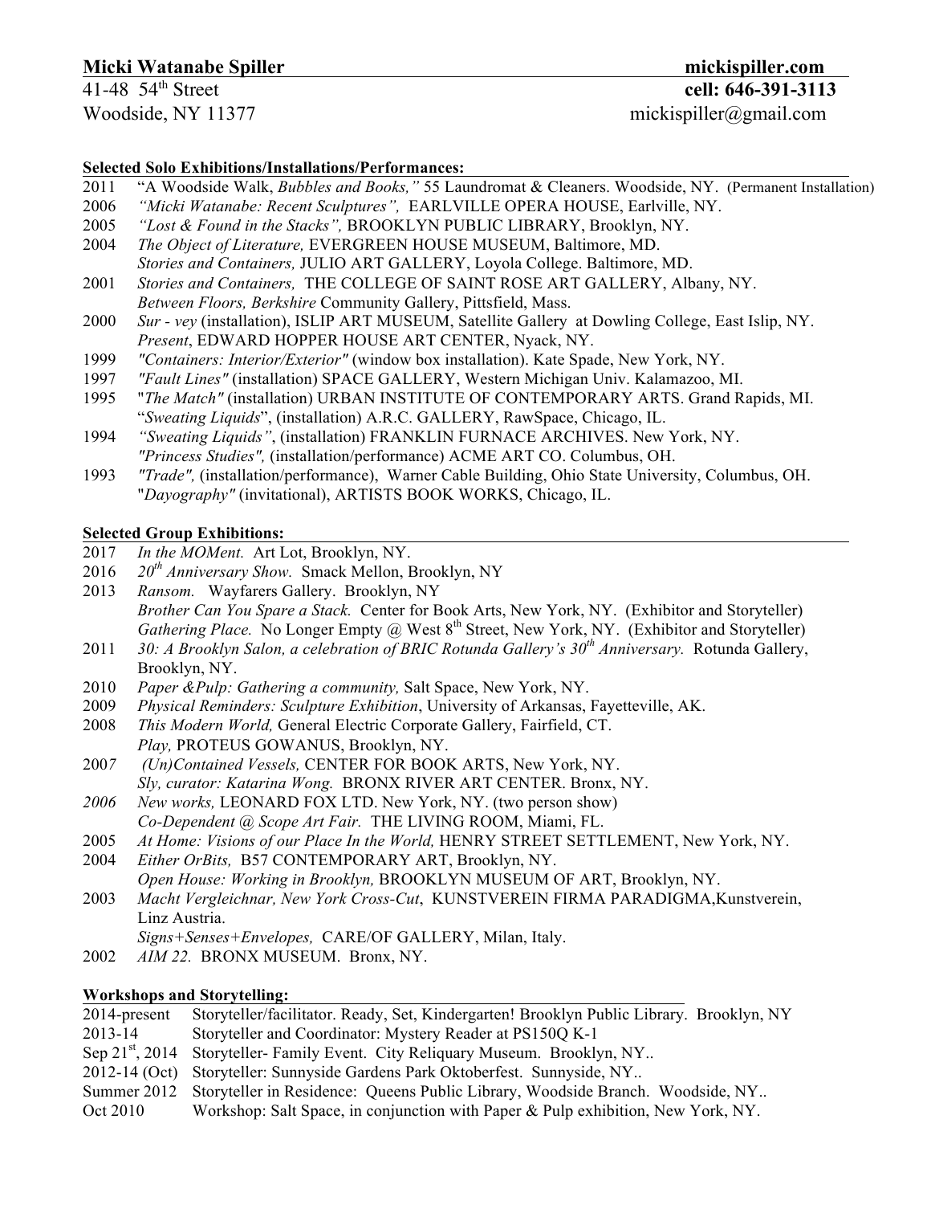**Micki Watanabe Spiller** **mickispiller.com**

41-48 54th Street **cell: 646-391-3113**

Woodside, NY 11377 mickispiller@gmail.com

**Selected Solo Exhibitions/Installations/Performances:**

2011 "A Woodside Walk, *Bubbles and Books,"* 55 Laundromat & Cleaners. Woodside, NY. (Permanent Installation)

2006 *"Micki Watanabe: Recent Sculptures",* EARLVILLE OPERA HOUSE, Earlville, NY.

2005 *"Lost & Found in the Stacks",* BROOKLYN PUBLIC LIBRARY, Brooklyn, NY.

2004 *The Object of Literature,* EVERGREEN HOUSE MUSEUM, Baltimore, MD.
*Stories and Containers,* JULIO ART GALLERY, Loyola College. Baltimore, MD.

2001 *Stories and Containers,* THE COLLEGE OF SAINT ROSE ART GALLERY, Albany, NY.
*Between Floors, Berkshire* Community Gallery, Pittsfield, Mass.

2000 *Sur - vey* (installation), ISLIP ART MUSEUM, Satellite Gallery at Dowling College, East Islip, NY.
*Present*, EDWARD HOPPER HOUSE ART CENTER, Nyack, NY.

1999 *"Containers: Interior/Exterior"* (window box installation). Kate Spade, New York, NY.

1997 *"Fault Lines"* (installation) SPACE GALLERY, Western Michigan Univ. Kalamazoo, MI.

1995 "*The Match"* (installation) URBAN INSTITUTE OF CONTEMPORARY ARTS. Grand Rapids, MI.
"*Sweating Liquids*", (installation) A.R.C. GALLERY, RawSpace, Chicago, IL.

1994 *"Sweating Liquids"*, (installation) FRANKLIN FURNACE ARCHIVES. New York, NY.
*"Princess Studies",* (installation/performance) ACME ART CO. Columbus, OH.

1993 *"Trade",* (installation/performance), Warner Cable Building, Ohio State University, Columbus, OH.
"*Dayography"* (invitational), ARTISTS BOOK WORKS, Chicago, IL.

**Selected Group Exhibitions:**

2017 *In the MOMent.* Art Lot, Brooklyn, NY.

2016 *20th Anniversary Show.* Smack Mellon, Brooklyn, NY

2013 *Ransom.* Wayfarers Gallery. Brooklyn, NY
*Brother Can You Spare a Stack.* Center for Book Arts, New York, NY. (Exhibitor and Storyteller)
*Gathering Place.* No Longer Empty @ West 8th Street, New York, NY. (Exhibitor and Storyteller)

2011 *30: A Brooklyn Salon, a celebration of BRIC Rotunda Gallery's 30th Anniversary.* Rotunda Gallery, Brooklyn, NY.

2010 *Paper &Pulp: Gathering a community,* Salt Space, New York, NY.

2009 *Physical Reminders: Sculpture Exhibition*, University of Arkansas, Fayetteville, AK.

2008 *This Modern World,* General Electric Corporate Gallery, Fairfield, CT.
*Play,* PROTEUS GOWANUS, Brooklyn, NY.

2007 *(Un)Contained Vessels,* CENTER FOR BOOK ARTS, New York, NY.
*Sly, curator: Katarina Wong.* BRONX RIVER ART CENTER. Bronx, NY.

*2006* *New works,* LEONARD FOX LTD. New York, NY. (two person show)
*Co-Dependent @ Scope Art Fair.* THE LIVING ROOM, Miami, FL.

2005 *At Home: Visions of our Place In the World,* HENRY STREET SETTLEMENT, New York, NY.

2004 *Either OrBits,* B57 CONTEMPORARY ART, Brooklyn, NY.
*Open House: Working in Brooklyn,* BROOKLYN MUSEUM OF ART, Brooklyn, NY.

2003 *Macht Vergleichnar, New York Cross-Cut*, KUNSTVEREIN FIRMA PARADIGMA,Kunstverein, Linz Austria.
*Signs+Senses+Envelopes,* CARE/OF GALLERY, Milan, Italy.

2002 *AIM 22.* BRONX MUSEUM. Bronx, NY.

**Workshops and Storytelling:**

2014-present Storyteller/facilitator. Ready, Set, Kindergarten! Brooklyn Public Library. Brooklyn, NY

2013-14 Storyteller and Coordinator: Mystery Reader at PS150Q K-1

Sep 21st, 2014 Storyteller- Family Event. City Reliquary Museum. Brooklyn, NY..

2012-14 (Oct) Storyteller: Sunnyside Gardens Park Oktoberfest. Sunnyside, NY..

Summer 2012 Storyteller in Residence: Queens Public Library, Woodside Branch. Woodside, NY..

Oct 2010 Workshop: Salt Space, in conjunction with Paper & Pulp exhibition, New York, NY.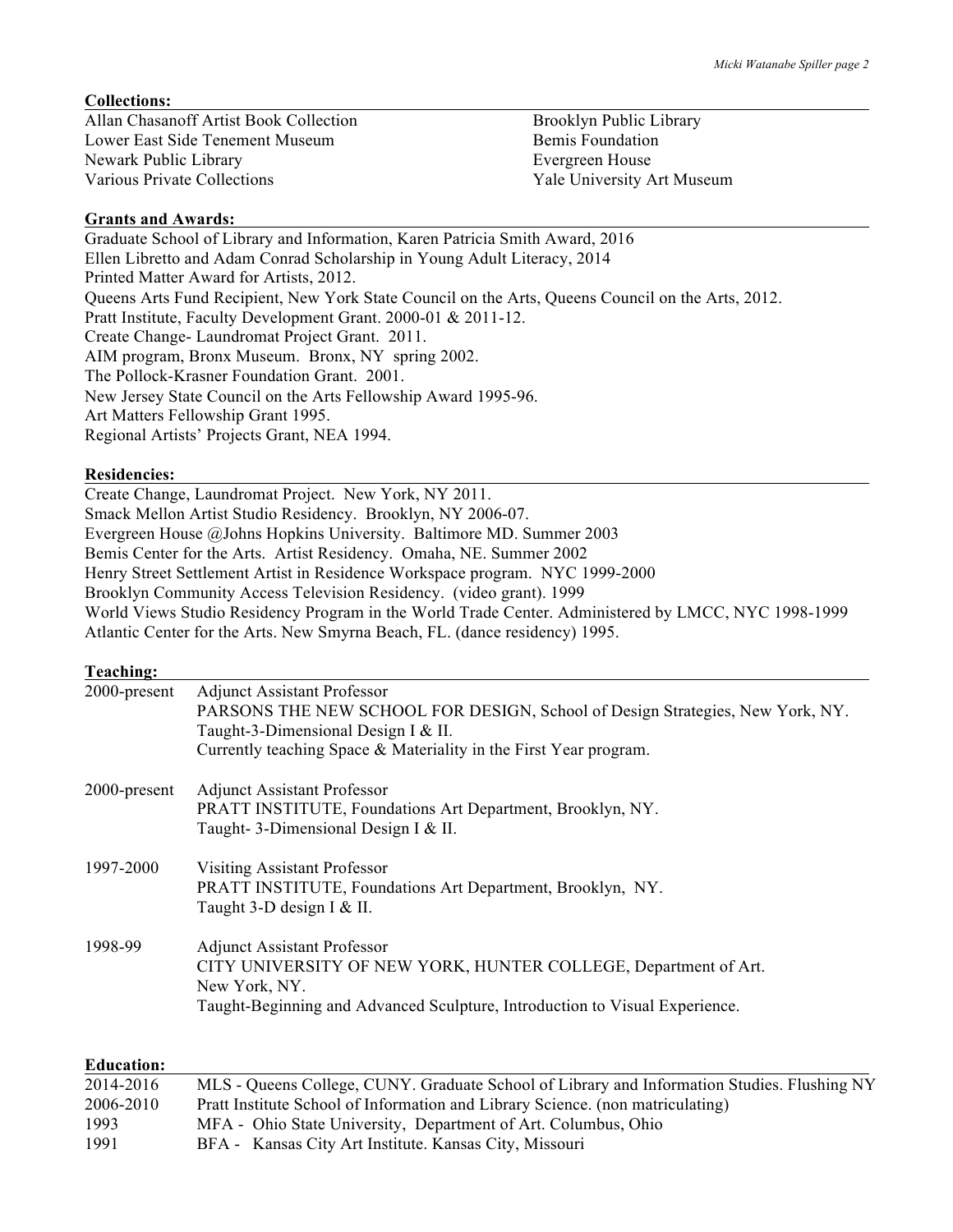## Collections:

Allan Chasanoff Artist Book Collection
Lower East Side Tenement Museum
Newark Public Library
Various Private Collections
Brooklyn Public Library
Bemis Foundation
Evergreen House
Yale University Art Museum

## Grants and Awards:

Graduate School of Library and Information, Karen Patricia Smith Award, 2016
Ellen Libretto and Adam Conrad Scholarship in Young Adult Literacy, 2014
Printed Matter Award for Artists, 2012.
Queens Arts Fund Recipient, New York State Council on the Arts, Queens Council on the Arts, 2012.
Pratt Institute, Faculty Development Grant. 2000-01 & 2011-12.
Create Change- Laundromat Project Grant. 2011.
AIM program, Bronx Museum. Bronx, NY spring 2002.
The Pollock-Krasner Foundation Grant. 2001.
New Jersey State Council on the Arts Fellowship Award 1995-96.
Art Matters Fellowship Grant 1995.
Regional Artists' Projects Grant, NEA 1994.

## Residencies:

Create Change, Laundromat Project. New York, NY 2011.
Smack Mellon Artist Studio Residency. Brooklyn, NY 2006-07.
Evergreen House @Johns Hopkins University. Baltimore MD. Summer 2003
Bemis Center for the Arts. Artist Residency. Omaha, NE. Summer 2002
Henry Street Settlement Artist in Residence Workspace program. NYC 1999-2000
Brooklyn Community Access Television Residency. (video grant). 1999
World Views Studio Residency Program in the World Trade Center. Administered by LMCC, NYC 1998-1999
Atlantic Center for the Arts. New Smyrna Beach, FL. (dance residency) 1995.

## Teaching:

**2000-present** Adjunct Assistant Professor
PARSONS THE NEW SCHOOL FOR DESIGN, School of Design Strategies, New York, NY.
Taught-3-Dimensional Design I & II.
Currently teaching Space & Materiality in the First Year program.

**2000-present** Adjunct Assistant Professor
PRATT INSTITUTE, Foundations Art Department, Brooklyn, NY.
Taught- 3-Dimensional Design I & II.

**1997-2000** Visiting Assistant Professor
PRATT INSTITUTE, Foundations Art Department, Brooklyn, NY.
Taught 3-D design I & II.

**1998-99** Adjunct Assistant Professor
CITY UNIVERSITY OF NEW YORK, HUNTER COLLEGE, Department of Art.
New York, NY.
Taught-Beginning and Advanced Sculpture, Introduction to Visual Experience.

## Education:

2014-2016 MLS - Queens College, CUNY. Graduate School of Library and Information Studies. Flushing NY
2006-2010 Pratt Institute School of Information and Library Science. (non matriculating)
1993 MFA - Ohio State University, Department of Art. Columbus, Ohio
1991 BFA - Kansas City Art Institute. Kansas City, Missouri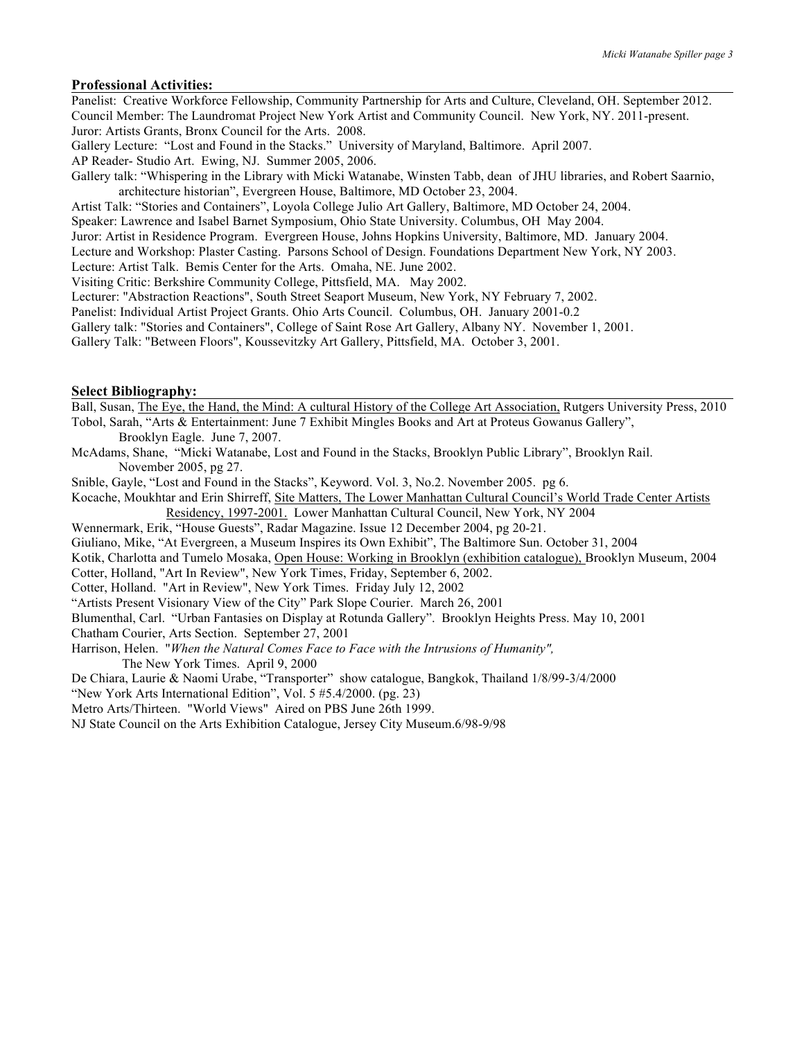## Professional Activities:

Panelist: Creative Workforce Fellowship, Community Partnership for Arts and Culture, Cleveland, OH. September 2012.
Council Member: The Laundromat Project New York Artist and Community Council. New York, NY. 2011-present.
Juror: Artists Grants, Bronx Council for the Arts. 2008.
Gallery Lecture: "Lost and Found in the Stacks." University of Maryland, Baltimore. April 2007.
AP Reader- Studio Art. Ewing, NJ. Summer 2005, 2006.
Gallery talk: "Whispering in the Library with Micki Watanabe, Winsten Tabb, dean of JHU libraries, and Robert Saarnio, architecture historian", Evergreen House, Baltimore, MD October 23, 2004.
Artist Talk: "Stories and Containers", Loyola College Julio Art Gallery, Baltimore, MD October 24, 2004.
Speaker: Lawrence and Isabel Barnet Symposium, Ohio State University. Columbus, OH May 2004.
Juror: Artist in Residence Program. Evergreen House, Johns Hopkins University, Baltimore, MD. January 2004.
Lecture and Workshop: Plaster Casting. Parsons School of Design. Foundations Department New York, NY 2003.
Lecture: Artist Talk. Bemis Center for the Arts. Omaha, NE. June 2002.
Visiting Critic: Berkshire Community College, Pittsfield, MA. May 2002.
Lecturer: "Abstraction Reactions", South Street Seaport Museum, New York, NY February 7, 2002.
Panelist: Individual Artist Project Grants. Ohio Arts Council. Columbus, OH. January 2001-0.2
Gallery talk: "Stories and Containers", College of Saint Rose Art Gallery, Albany NY. November 1, 2001.
Gallery Talk: "Between Floors", Koussevitzky Art Gallery, Pittsfield, MA. October 3, 2001.

## Select Bibliography:

Ball, Susan, <u>The Eye, the Hand, the Mind: A cultural History of the College Art Association,</u> Rutgers University Press, 2010
Tobol, Sarah, "Arts & Entertainment: June 7 Exhibit Mingles Books and Art at Proteus Gowanus Gallery", Brooklyn Eagle. June 7, 2007.
McAdams, Shane, "Micki Watanabe, Lost and Found in the Stacks, Brooklyn Public Library", Brooklyn Rail. November 2005, pg 27.
Snible, Gayle, "Lost and Found in the Stacks", Keyword. Vol. 3, No.2. November 2005. pg 6.
Kocache, Moukhtar and Erin Shirreff, <u>Site Matters, The Lower Manhattan Cultural Council's World Trade Center Artists Residency, 1997-2001.</u> Lower Manhattan Cultural Council, New York, NY 2004
Wennermark, Erik, "House Guests", Radar Magazine. Issue 12 December 2004, pg 20-21.
Giuliano, Mike, "At Evergreen, a Museum Inspires its Own Exhibit", The Baltimore Sun. October 31, 2004
Kotik, Charlotta and Tumelo Mosaka, <u>Open House: Working in Brooklyn (exhibition catalogue),</u> Brooklyn Museum, 2004
Cotter, Holland, "Art In Review", New York Times, Friday, September 6, 2002.
Cotter, Holland. "Art in Review", New York Times. Friday July 12, 2002
"Artists Present Visionary View of the City" Park Slope Courier. March 26, 2001
Blumenthal, Carl. "Urban Fantasies on Display at Rotunda Gallery". Brooklyn Heights Press. May 10, 2001
Chatham Courier, Arts Section. September 27, 2001
Harrison, Helen. "*When the Natural Comes Face to Face with the Intrusions of Humanity",* The New York Times. April 9, 2000
De Chiara, Laurie & Naomi Urabe, "Transporter" show catalogue, Bangkok, Thailand 1/8/99-3/4/2000
"New York Arts International Edition", Vol. 5 #5.4/2000. (pg. 23)
Metro Arts/Thirteen. "World Views" Aired on PBS June 26th 1999.
NJ State Council on the Arts Exhibition Catalogue, Jersey City Museum.6/98-9/98